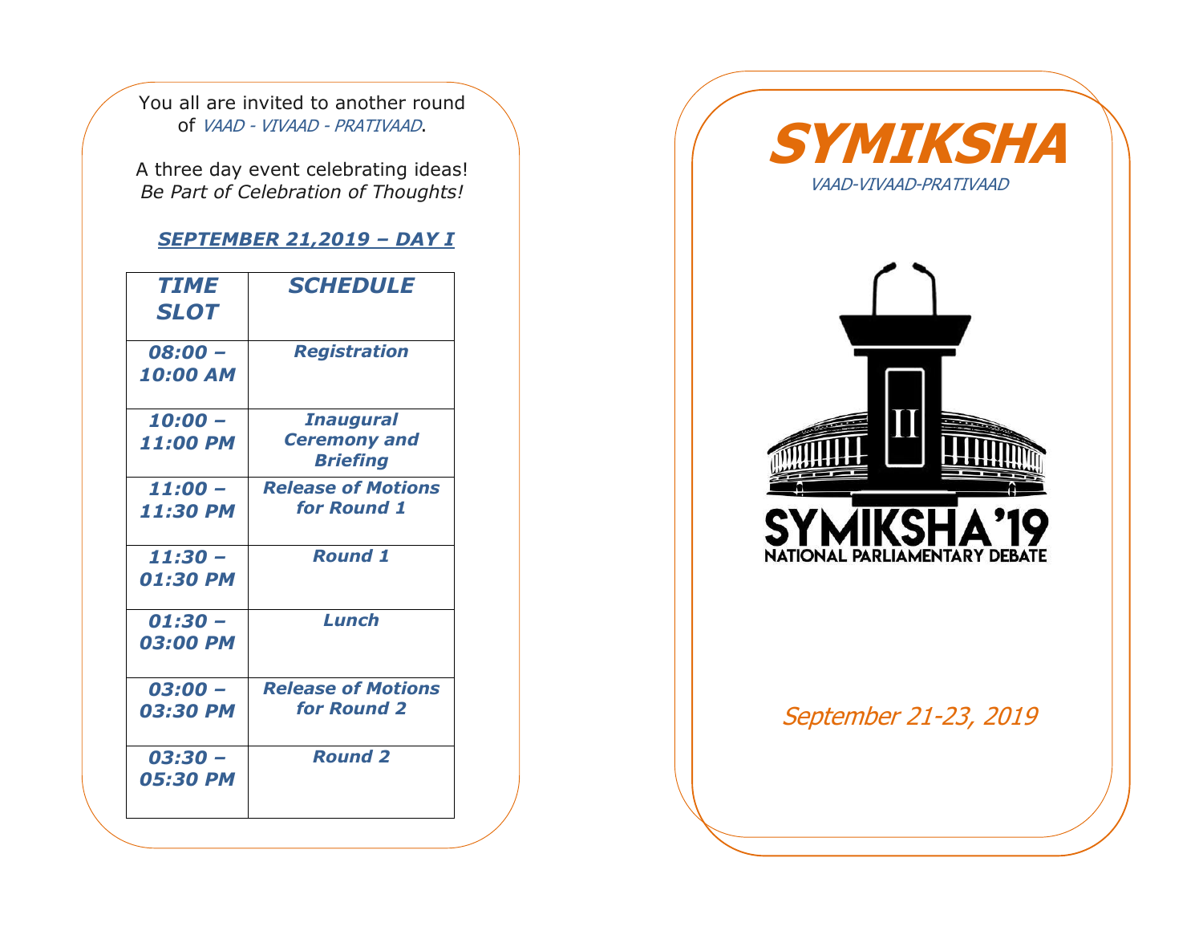You all are invited to another round of *VAAD - VIVAAD - PRATIVAAD*.

A three day event celebrating ideas!
*Be Part of Celebration of Thoughts!*

## ***SEPTEMBER 21,2019 – DAY I***

| *TIME SLOT* | *SCHEDULE* |
|---|---|
| ***08:00 – 10:00 AM*** | ***Registration*** |
| ***10:00 – 11:00 PM*** | ***Inaugural Ceremony and Briefing*** |
| ***11:00 – 11:30 PM*** | ***Release of Motions for Round 1*** |
| ***11:30 – 01:30 PM*** | ***Round 1*** |
| ***01:30 – 03:00 PM*** | ***Lunch*** |
| ***03:00 – 03:30 PM*** | ***Release of Motions for Round 2*** |
| ***03:30 – 05:30 PM*** | ***Round 2*** |

# *SYMIKSHA*

*VAAD-VIVAAD-PRATIVAAD*

SYMIKSHA'19
NATIONAL PARLIAMENTARY DEBATE

*September 21-23, 2019*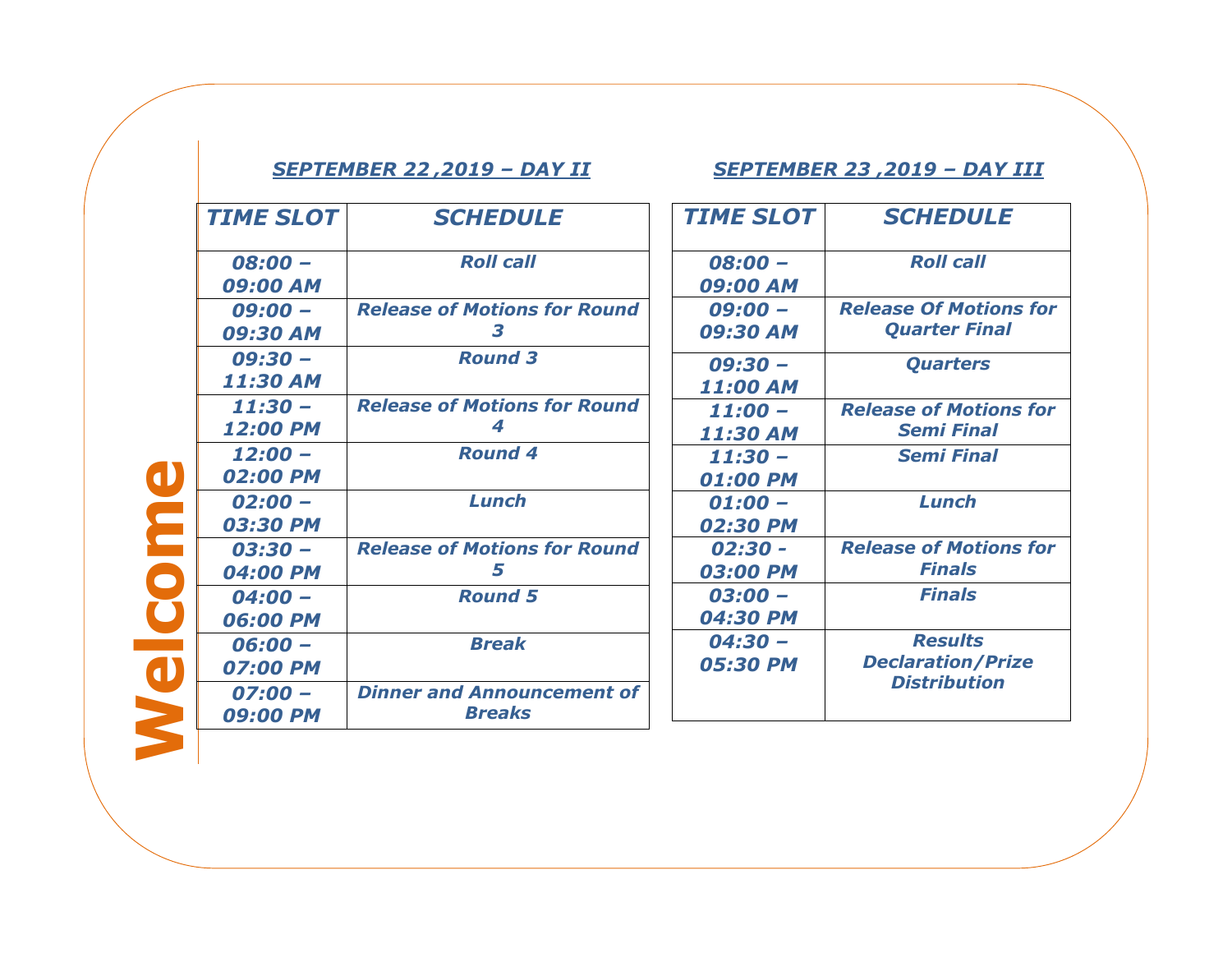Welcome

***SEPTEMBER 22 ,2019 – DAY II***

| *TIME SLOT* | *SCHEDULE* |
|---|---|
| *08:00 – 09:00 AM* | *Roll call* |
| *09:00 – 09:30 AM* | *Release of Motions for Round 3* |
| *09:30 – 11:30 AM* | *Round 3* |
| *11:30 – 12:00 PM* | *Release of Motions for Round 4* |
| *12:00 – 02:00 PM* | *Round 4* |
| *02:00 – 03:30 PM* | *Lunch* |
| *03:30 – 04:00 PM* | *Release of Motions for Round 5* |
| *04:00 – 06:00 PM* | *Round 5* |
| *06:00 – 07:00 PM* | *Break* |
| *07:00 – 09:00 PM* | *Dinner and Announcement of Breaks* |

***SEPTEMBER 23 ,2019 – DAY III***

| *TIME SLOT* | *SCHEDULE* |
|---|---|
| *08:00 – 09:00 AM* | *Roll call* |
| *09:00 – 09:30 AM* | *Release Of Motions for Quarter Final* |
| *09:30 – 11:00 AM* | *Quarters* |
| *11:00 – 11:30 AM* | *Release of Motions for Semi Final* |
| *11:30 – 01:00 PM* | *Semi Final* |
| *01:00 – 02:30 PM* | *Lunch* |
| *02:30 - 03:00 PM* | *Release of Motions for Finals* |
| *03:00 – 04:30 PM* | *Finals* |
| *04:30 – 05:30 PM* | *Results Declaration/Prize Distribution* |